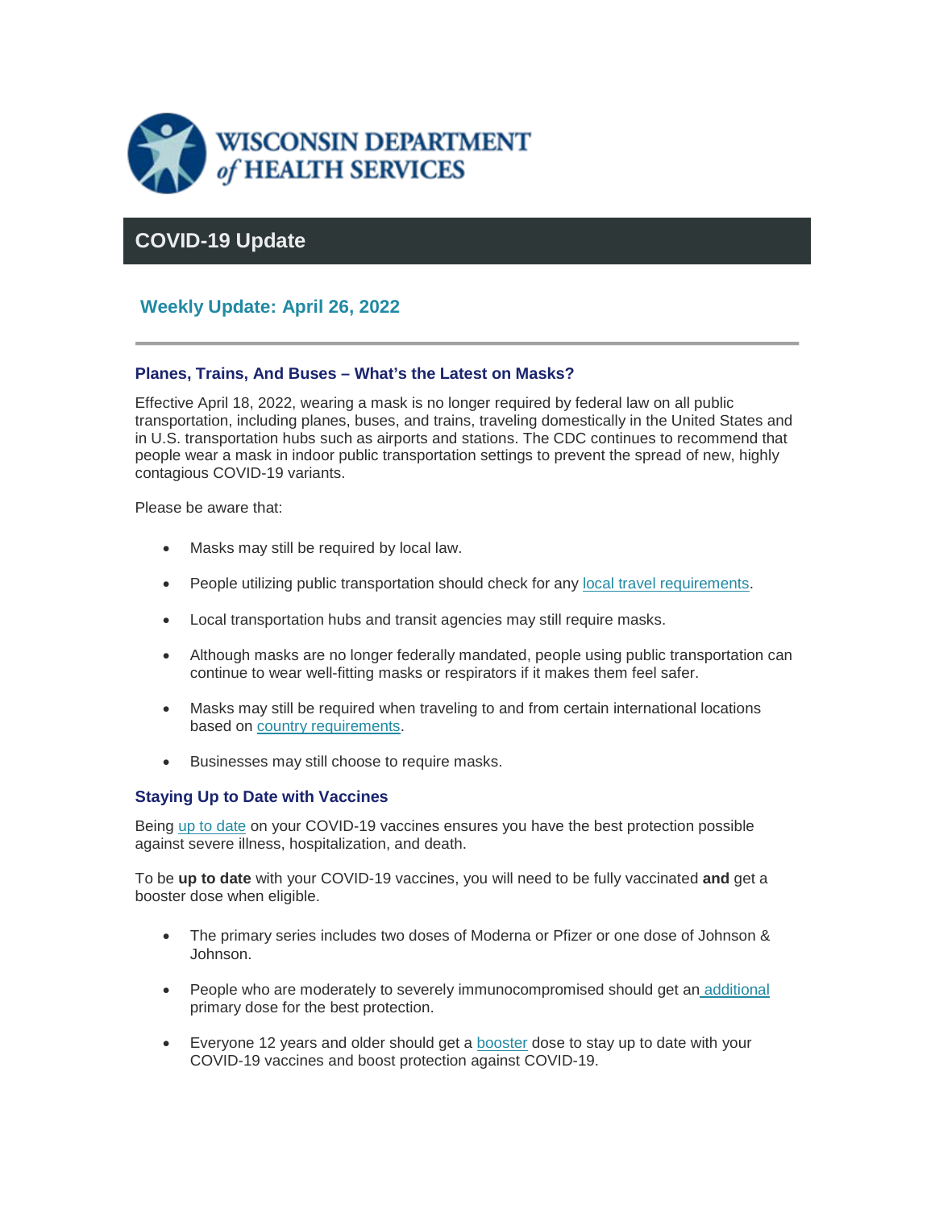WISCONSIN DEPARTMENT of HEALTH SERVICES

# COVID-19 Update

## Weekly Update: April 26, 2022

---

### Planes, Trains, And Buses – What's the Latest on Masks?

Effective April 18, 2022, wearing a mask is no longer required by federal law on all public transportation, including planes, buses, and trains, traveling domestically in the United States and in U.S. transportation hubs such as airports and stations. The CDC continues to recommend that people wear a mask in indoor public transportation settings to prevent the spread of new, highly contagious COVID-19 variants.

Please be aware that:

- Masks may still be required by local law.
- People utilizing public transportation should check for any local travel requirements.
- Local transportation hubs and transit agencies may still require masks.
- Although masks are no longer federally mandated, people using public transportation can continue to wear well-fitting masks or respirators if it makes them feel safer.
- Masks may still be required when traveling to and from certain international locations based on country requirements.
- Businesses may still choose to require masks.

### Staying Up to Date with Vaccines

Being up to date on your COVID-19 vaccines ensures you have the best protection possible against severe illness, hospitalization, and death.

To be **up to date** with your COVID-19 vaccines, you will need to be fully vaccinated **and** get a booster dose when eligible.

- The primary series includes two doses of Moderna or Pfizer or one dose of Johnson & Johnson.
- People who are moderately to severely immunocompromised should get an additional primary dose for the best protection.
- Everyone 12 years and older should get a booster dose to stay up to date with your COVID-19 vaccines and boost protection against COVID-19.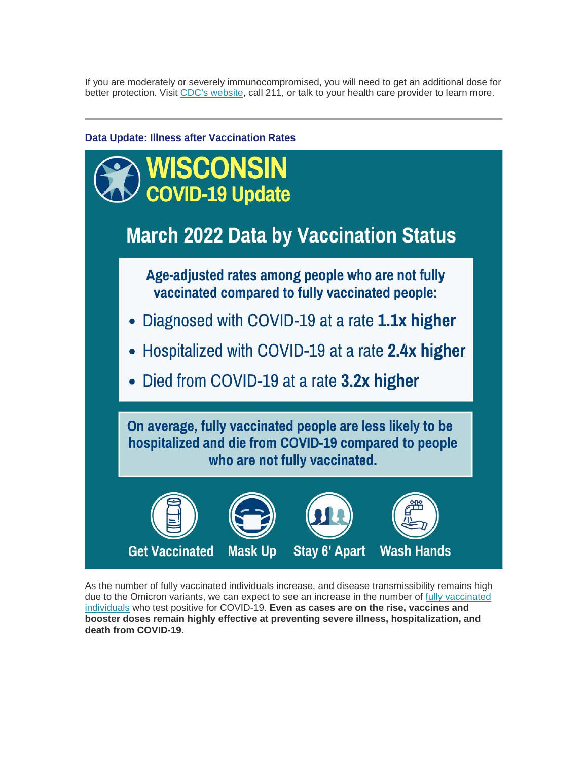If you are moderately or severely immunocompromised, you will need to get an additional dose for better protection. Visit [CDC's website](), call 211, or talk to your health care provider to learn more.

---

### Data Update: Illness after Vaccination Rates

# WISCONSIN
## COVID-19 Update

## March 2022 Data by Vaccination Status

**Age-adjusted rates among people who are not fully vaccinated compared to fully vaccinated people:**

- Diagnosed with COVID-19 at a rate **1.1x higher**
- Hospitalized with COVID-19 at a rate **2.4x higher**
- Died from COVID-19 at a rate **3.2x higher**

**On average, fully vaccinated people are less likely to be hospitalized and die from COVID-19 compared to people who are not fully vaccinated.**

Get Vaccinated | Mask Up | Stay 6' Apart | Wash Hands

As the number of fully vaccinated individuals increase, and disease transmissibility remains high due to the Omicron variants, we can expect to see an increase in the number of fully vaccinated individuals who test positive for COVID-19. **Even as cases are on the rise, vaccines and booster doses remain highly effective at preventing severe illness, hospitalization, and death from COVID-19.**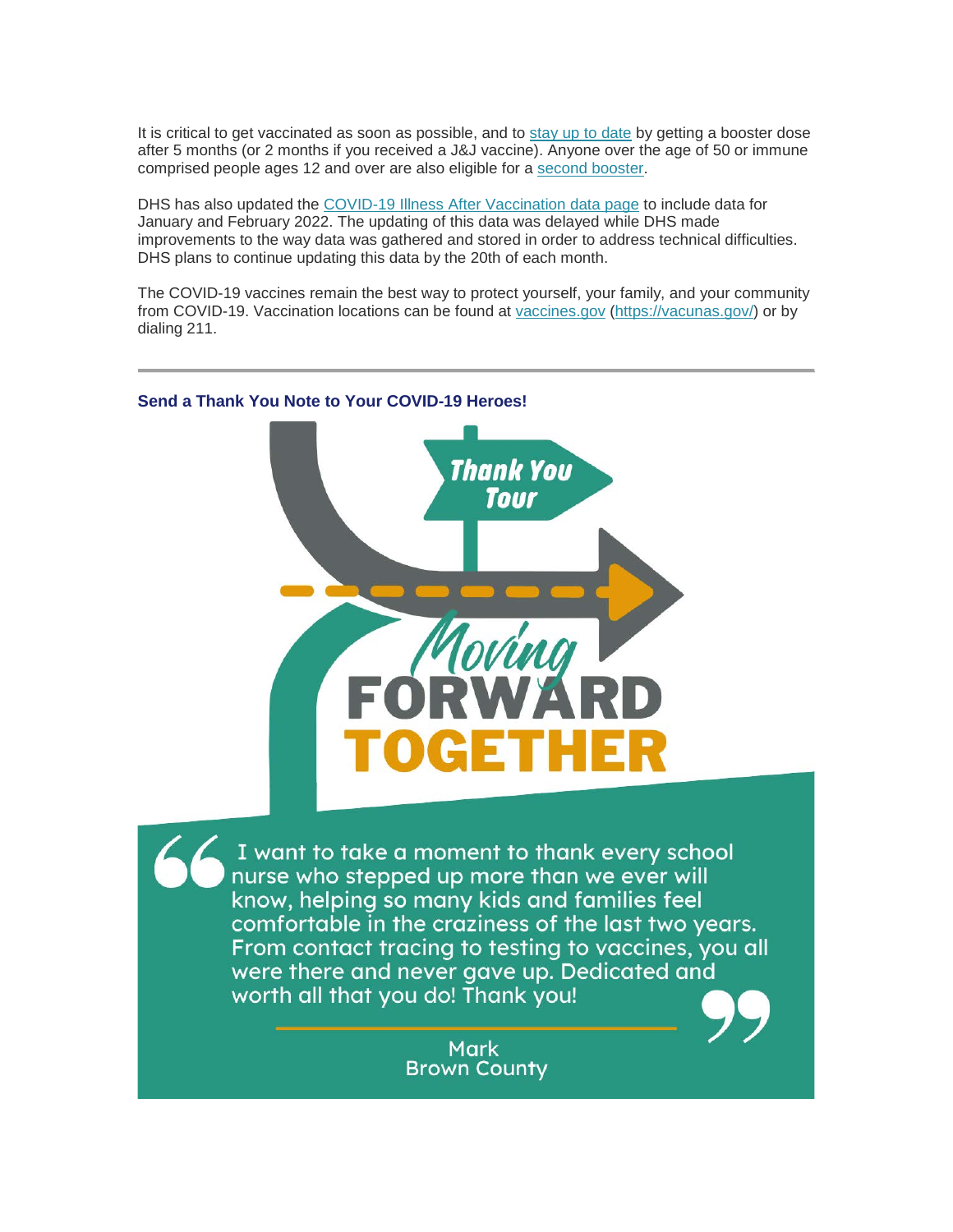It is critical to get vaccinated as soon as possible, and to stay up to date by getting a booster dose after 5 months (or 2 months if you received a J&J vaccine). Anyone over the age of 50 or immune comprised people ages 12 and over are also eligible for a second booster.

DHS has also updated the COVID-19 Illness After Vaccination data page to include data for January and February 2022. The updating of this data was delayed while DHS made improvements to the way data was gathered and stored in order to address technical difficulties. DHS plans to continue updating this data by the 20th of each month.

The COVID-19 vaccines remain the best way to protect yourself, your family, and your community from COVID-19. Vaccination locations can be found at vaccines.gov (https://vacunas.gov/) or by dialing 211.

---

### Send a Thank You Note to Your COVID-19 Heroes!

Thank You Tour

Moving FORWARD TOGETHER

> I want to take a moment to thank every school nurse who stepped up more than we ever will know, helping so many kids and families feel comfortable in the craziness of the last two years. From contact tracing to testing to vaccines, you all were there and never gave up. Dedicated and worth all that you do! Thank you!
>
> Mark
> Brown County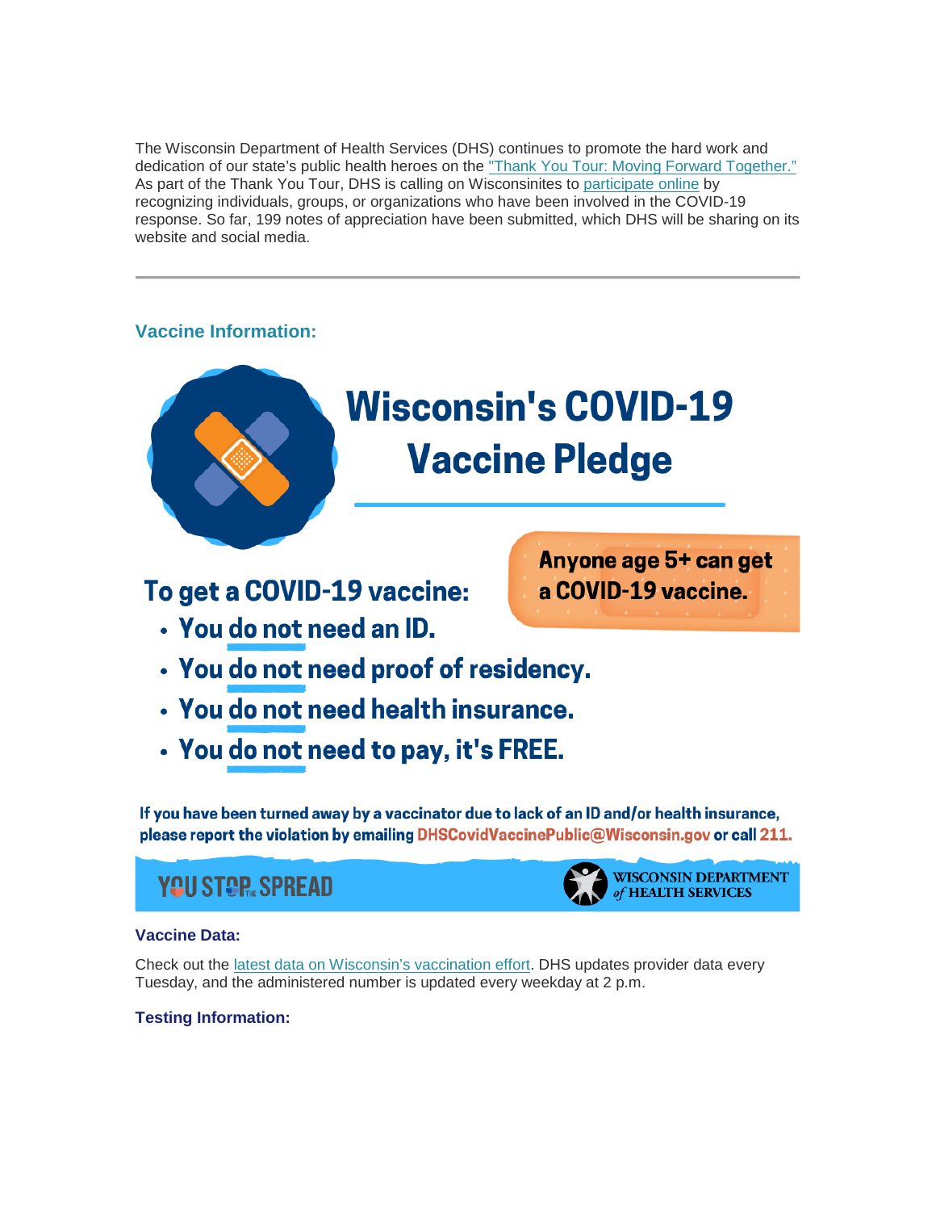The Wisconsin Department of Health Services (DHS) continues to promote the hard work and dedication of our state's public health heroes on the "Thank You Tour: Moving Forward Together." As part of the Thank You Tour, DHS is calling on Wisconsinites to participate online by recognizing individuals, groups, or organizations who have been involved in the COVID-19 response. So far, 199 notes of appreciation have been submitted, which DHS will be sharing on its website and social media.

---

### Vaccine Information:

## Wisconsin's COVID-19 Vaccine Pledge

**Anyone age 5+ can get a COVID-19 vaccine.**

**To get a COVID-19 vaccine:**

- You do not need an ID.
- You do not need proof of residency.
- You do not need health insurance.
- You do not need to pay, it's FREE.

If you have been turned away by a vaccinator due to lack of an ID and/or health insurance, please report the violation by emailing DHSCovidVaccinePublic@Wisconsin.gov or call 211.

YOU STOP THE SPREAD — WISCONSIN DEPARTMENT of HEALTH SERVICES

### Vaccine Data:

Check out the latest data on Wisconsin's vaccination effort. DHS updates provider data every Tuesday, and the administered number is updated every weekday at 2 p.m.

### Testing Information: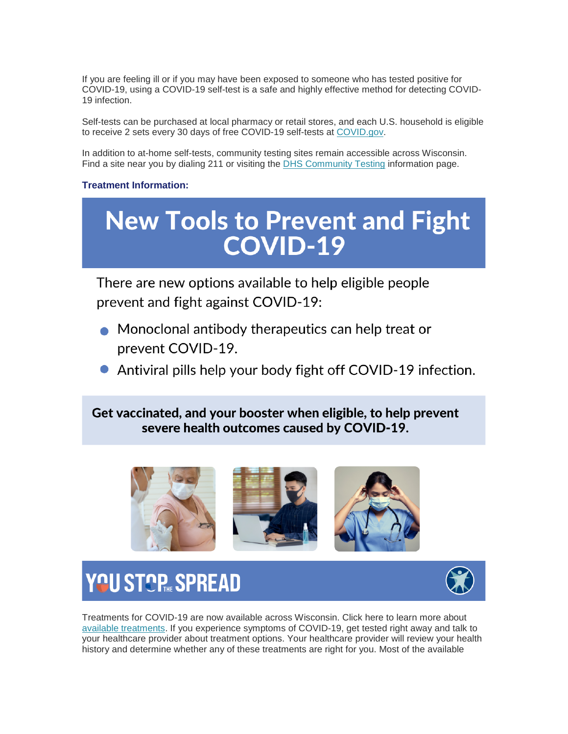If you are feeling ill or if you may have been exposed to someone who has tested positive for COVID-19, using a COVID-19 self-test is a safe and highly effective method for detecting COVID-19 infection.

Self-tests can be purchased at local pharmacy or retail stores, and each U.S. household is eligible to receive 2 sets every 30 days of free COVID-19 self-tests at [COVID.gov](COVID.gov).

In addition to at-home self-tests, community testing sites remain accessible across Wisconsin. Find a site near you by dialing 211 or visiting the DHS Community Testing information page.

**Treatment Information:**

# New Tools to Prevent and Fight COVID-19

There are new options available to help eligible people prevent and fight against COVID-19:

- Monoclonal antibody therapeutics can help treat or prevent COVID-19.
- Antiviral pills help your body fight off COVID-19 infection.

**Get vaccinated, and your booster when eligible, to help prevent severe health outcomes caused by COVID-19.**

YOU STOP THE SPREAD

Treatments for COVID-19 are now available across Wisconsin. Click here to learn more about available treatments. If you experience symptoms of COVID-19, get tested right away and talk to your healthcare provider about treatment options. Your healthcare provider will review your health history and determine whether any of these treatments are right for you. Most of the available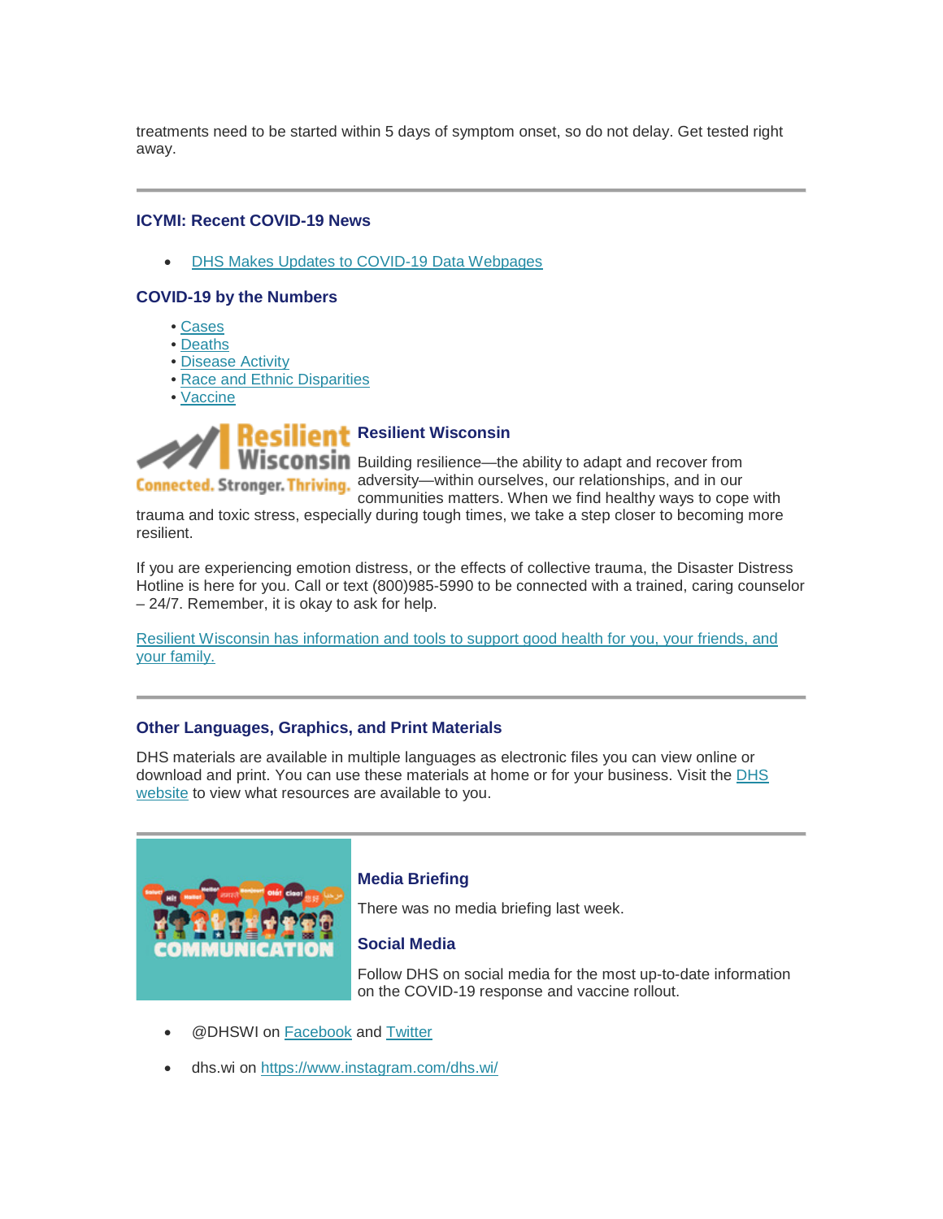treatments need to be started within 5 days of symptom onset, so do not delay. Get tested right away.

---

### ICYMI: Recent COVID-19 News

- DHS Makes Updates to COVID-19 Data Webpages

### COVID-19 by the Numbers

- Cases
- Deaths
- Disease Activity
- Race and Ethnic Disparities
- Vaccine

### Resilient Wisconsin

Building resilience—the ability to adapt and recover from adversity—within ourselves, our relationships, and in our communities matters. When we find healthy ways to cope with trauma and toxic stress, especially during tough times, we take a step closer to becoming more resilient.

If you are experiencing emotion distress, or the effects of collective trauma, the Disaster Distress Hotline is here for you. Call or text (800)985-5990 to be connected with a trained, caring counselor – 24/7. Remember, it is okay to ask for help.

Resilient Wisconsin has information and tools to support good health for you, your friends, and your family.

---

### Other Languages, Graphics, and Print Materials

DHS materials are available in multiple languages as electronic files you can view online or download and print. You can use these materials at home or for your business. Visit the DHS website to view what resources are available to you.

---

### Media Briefing

There was no media briefing last week.

### Social Media

Follow DHS on social media for the most up-to-date information on the COVID-19 response and vaccine rollout.

- @DHSWI on Facebook and Twitter
- dhs.wi on https://www.instagram.com/dhs.wi/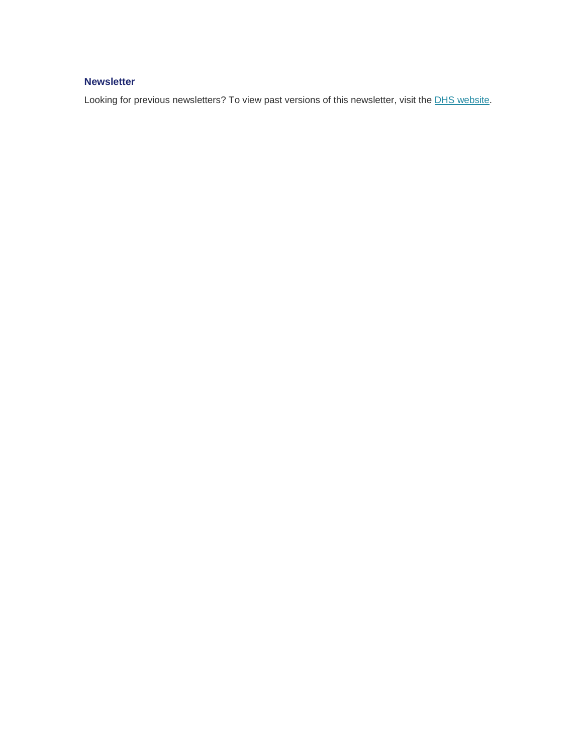### Newsletter

Looking for previous newsletters? To view past versions of this newsletter, visit the DHS website.